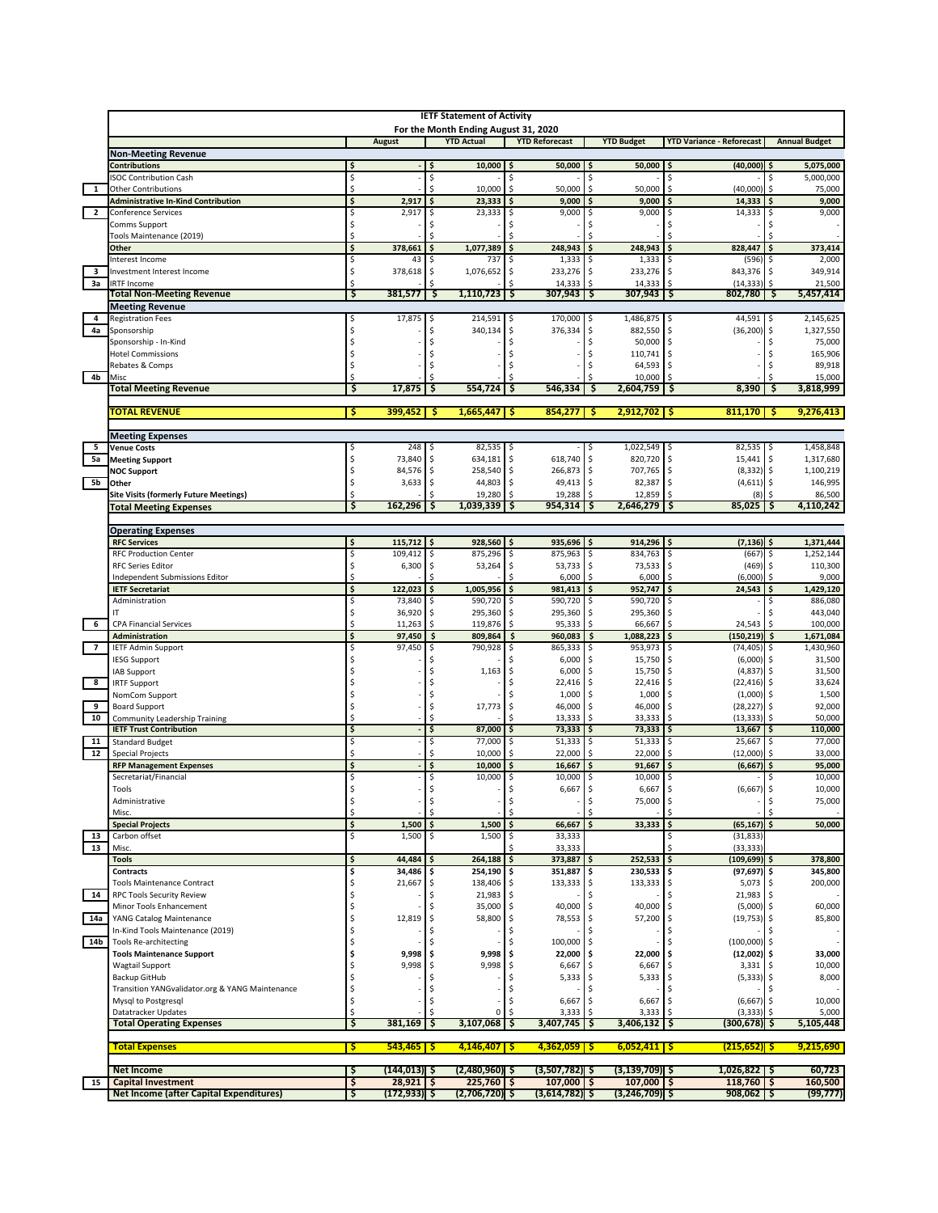# IETF Statement of Activity

## For the Month Ending August 31, 2020

| # | | August | YTD Actual | YTD Reforecast | YTD Budget | YTD Variance - Reforecast | Annual Budget |
|---|---|---|---|---|---|---|---|
| | **Non-Meeting Revenue** | | | | | | |
| | **Contributions** | $ - | $ 10,000 | $ 50,000 | $ 50,000 | $ (40,000) | $ 5,075,000 |
| | ISOC Contribution Cash | $ - | $ - | $ - | $ - | $ - | $ 5,000,000 |
| 1 | Other Contributions | $ - | $ 10,000 | $ 50,000 | $ 50,000 | $ (40,000) | $ 75,000 |
| | **Administrative In-Kind Contribution** | $ 2,917 | $ 23,333 | $ 9,000 | $ 9,000 | $ 14,333 | $ 9,000 |
| 2 | Conference Services | $ 2,917 | $ 23,333 | $ 9,000 | $ 9,000 | $ 14,333 | $ 9,000 |
| | Comms Support | $ - | $ - | $ - | $ - | $ - | $ - |
| | Tools Maintenance (2019) | $ - | $ - | $ - | $ - | $ - | $ - |
| | **Other** | $ 378,661 | $ 1,077,389 | $ 248,943 | $ 248,943 | $ 828,447 | $ 373,414 |
| | Interest Income | $ 43 | $ 737 | $ 1,333 | $ 1,333 | $ (596) | $ 2,000 |
| 3 | Investment Interest Income | $ 378,618 | $ 1,076,652 | $ 233,276 | $ 233,276 | $ 843,376 | $ 349,914 |
| 3a | IRTF Income | $ - | $ - | $ 14,333 | $ 14,333 | $ (14,333) | $ 21,500 |
| | **Total Non-Meeting Revenue** | $ 381,577 | $ 1,110,723 | $ 307,943 | $ 307,943 | $ 802,780 | $ 5,457,414 |
| | **Meeting Revenue** | | | | | | |
| 4 | Registration Fees | $ 17,875 | $ 214,591 | $ 170,000 | $ 1,486,875 | $ 44,591 | $ 2,145,625 |
| 4a | Sponsorship | $ - | $ 340,134 | $ 376,334 | $ 882,550 | $ (36,200) | $ 1,327,550 |
| | Sponsorship - In-Kind | $ - | $ - | $ - | $ 50,000 | $ - | $ 75,000 |
| | Hotel Commissions | $ - | $ - | $ - | $ 110,741 | $ - | $ 165,906 |
| | Rebates & Comps | $ - | $ - | $ - | $ 64,593 | $ - | $ 89,918 |
| 4b | Misc | $ - | $ - | $ - | $ 10,000 | $ - | $ 15,000 |
| | **Total Meeting Revenue** | $ 17,875 | $ 554,724 | $ 546,334 | $ 2,604,759 | $ 8,390 | $ 3,818,999 |
| | **TOTAL REVENUE** | $ 399,452 | $ 1,665,447 | $ 854,277 | $ 2,912,702 | $ 811,170 | $ 9,276,413 |
| | **Meeting Expenses** | | | | | | |
| 5 | **Venue Costs** | $ 248 | $ 82,535 | $ - | $ 1,022,549 | $ 82,535 | $ 1,458,848 |
| 5a | **Meeting Support** | $ 73,840 | $ 634,181 | $ 618,740 | $ 820,720 | $ 15,441 | $ 1,317,680 |
| | **NOC Support** | $ 84,576 | $ 258,540 | $ 266,873 | $ 707,765 | $ (8,332) | $ 1,100,219 |
| 5b | **Other** | $ 3,633 | $ 44,803 | $ 49,413 | $ 82,387 | $ (4,611) | $ 146,995 |
| | **Site Visits (formerly Future Meetings)** | $ - | $ 19,280 | $ 19,288 | $ 12,859 | $ (8) | $ 86,500 |
| | **Total Meeting Expenses** | $ 162,296 | $ 1,039,339 | $ 954,314 | $ 2,646,279 | $ 85,025 | $ 4,110,242 |
| | **Operating Expenses** | | | | | | |
| | **RFC Services** | $ 115,712 | $ 928,560 | $ 935,696 | $ 914,296 | $ (7,136) | $ 1,371,444 |
| | RFC Production Center | $ 109,412 | $ 875,296 | $ 875,963 | $ 834,763 | $ (667) | $ 1,252,144 |
| | RFC Series Editor | $ 6,300 | $ 53,264 | $ 53,733 | $ 73,533 | $ (469) | $ 110,300 |
| | Independent Submissions Editor | $ - | $ - | $ 6,000 | $ 6,000 | $ (6,000) | $ 9,000 |
| | **IETF Secretariat** | $ 122,023 | $ 1,005,956 | $ 981,413 | $ 952,747 | $ 24,543 | $ 1,429,120 |
| | Administration | $ 73,840 | $ 590,720 | $ 590,720 | $ 590,720 | $ - | $ 886,080 |
| | IT | $ 36,920 | $ 295,360 | $ 295,360 | $ 295,360 | $ - | $ 443,040 |
| 6 | CPA Financial Services | $ 11,263 | $ 119,876 | $ 95,333 | $ 66,667 | $ 24,543 | $ 100,000 |
| | **Administration** | $ 97,450 | $ 809,864 | $ 960,083 | $ 1,088,223 | $ (150,219) | $ 1,671,084 |
| 7 | IETF Admin Support | $ 97,450 | $ 790,928 | $ 865,333 | $ 953,973 | $ (74,405) | $ 1,430,960 |
| | IESG Support | $ - | $ - | $ 6,000 | $ 15,750 | $ (6,000) | $ 31,500 |
| | IAB Support | $ - | $ 1,163 | $ 6,000 | $ 15,750 | $ (4,837) | $ 31,500 |
| 8 | IRTF Support | $ - | $ - | $ 22,416 | $ 22,416 | $ (22,416) | $ 33,624 |
| | NomCom Support | $ - | $ - | $ 1,000 | $ 1,000 | $ (1,000) | $ 1,500 |
| 9 | Board Support | $ - | $ 17,773 | $ 46,000 | $ 46,000 | $ (28,227) | $ 92,000 |
| 10 | Community Leadership Training | $ - | $ - | $ 13,333 | $ 33,333 | $ (13,333) | $ 50,000 |
| | **IETF Trust Contribution** | $ - | $ 87,000 | $ 73,333 | $ 73,333 | $ 13,667 | $ 110,000 |
| 11 | Standard Budget | $ - | $ 77,000 | $ 51,333 | $ 51,333 | $ 25,667 | $ 77,000 |
| 12 | Special Projects | $ - | $ 10,000 | $ 22,000 | $ 22,000 | $ (12,000) | $ 33,000 |
| | **RFP Management Expenses** | $ - | $ 10,000 | $ 16,667 | $ 91,667 | $ (6,667) | $ 95,000 |
| | Secretariat/Financial | $ - | $ 10,000 | $ 10,000 | $ 10,000 | $ - | $ 10,000 |
| | Tools | $ - | $ - | $ 6,667 | $ 6,667 | $ (6,667) | $ 10,000 |
| | Administrative | $ - | $ - | $ - | $ 75,000 | $ - | $ 75,000 |
| | Misc. | $ - | $ - | $ - | $ - | $ - | $ - |
| | **Special Projects** | $ 1,500 | $ 1,500 | $ 66,667 | $ 33,333 | $ (65,167) | $ 50,000 |
| 13 | Carbon offset | $ 1,500 | $ 1,500 | $ 33,333 | | $ (31,833) | |
| 13 | Misc. | | | $ 33,333 | | $ (33,333) | |
| | **Tools** | $ 44,484 | $ 264,188 | $ 373,887 | $ 252,533 | $ (109,699) | $ 378,800 |
| | **Contracts** | $ 34,486 | $ 254,190 | $ 351,887 | $ 230,533 | $ (97,697) | $ 345,800 |
| | Tools Maintenance Contract | $ 21,667 | $ 138,406 | $ 133,333 | $ 133,333 | $ 5,073 | $ 200,000 |
| 14 | RPC Tools Security Review | $ - | $ 21,983 | $ - | $ - | $ 21,983 | $ - |
| | Minor Tools Enhancement | $ - | $ 35,000 | $ 40,000 | $ 40,000 | $ (5,000) | $ 60,000 |
| 14a | YANG Catalog Maintenance | $ 12,819 | $ 58,800 | $ 78,553 | $ 57,200 | $ (19,753) | $ 85,800 |
| | In-Kind Tools Maintenance (2019) | $ - | $ - | $ - | $ - | $ - | $ - |
| 14b | Tools Re-architecting | $ - | $ - | $ 100,000 | $ - | $ (100,000) | $ - |
| | **Tools Maintenance Support** | $ 9,998 | $ 9,998 | $ 22,000 | $ 22,000 | $ (12,002) | $ 33,000 |
| | Wagtail Support | $ 9,998 | $ 9,998 | $ 6,667 | $ 6,667 | $ 3,331 | $ 10,000 |
| | Backup GitHub | $ - | $ - | $ 5,333 | $ 5,333 | $ (5,333) | $ 8,000 |
| | Transition YANGvalidator.org & YANG Maintenance | $ - | $ - | $ - | $ - | $ - | $ - |
| | Mysql to Postgresql | $ - | $ - | $ 6,667 | $ 6,667 | $ (6,667) | $ 10,000 |
| | Datatracker Updates | $ - | $ 0 | $ 3,333 | $ 3,333 | $ (3,333) | $ 5,000 |
| | **Total Operating Expenses** | $ 381,169 | $ 3,107,068 | $ 3,407,745 | $ 3,406,132 | $ (300,678) | $ 5,105,448 |
| | **Total Expenses** | $ 543,465 | $ 4,146,407 | $ 4,362,059 | $ 6,052,411 | $ (215,652) | $ 9,215,690 |
| | **Net Income** | $ (144,013) | $ (2,480,960) | $ (3,507,782) | $ (3,139,709) | $ 1,026,822 | $ 60,723 |
| 15 | **Capital Investment** | $ 28,921 | $ 225,760 | $ 107,000 | $ 107,000 | $ 118,760 | $ 160,500 |
| | **Net Income (after Capital Expenditures)** | $ (172,933) | $ (2,706,720) | $ (3,614,782) | $ (3,246,709) | $ 908,062 | $ (99,777) |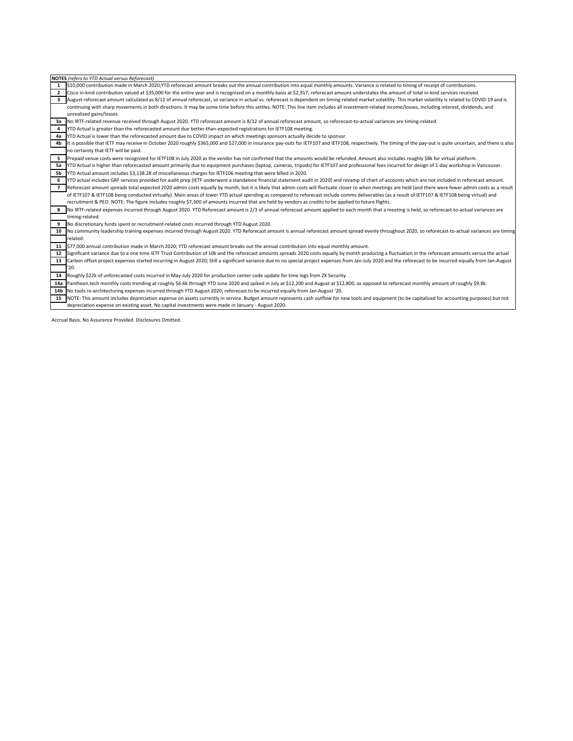| **NOTES** *(refers to YTD Actual versus Reforecast)* | |
|---|---|
| **1** | $10,000 contribution made in March 2020;YTD reforecast amount breaks out the annual contribution into equal monthly amounts. Variance is related to timing of receipt of contributions. |
| **2** | Cisco in-kind contribution valued at $35,000 for the entire year and is recognized on a monthly basis at $2,917; reforecast amount understates the amount of total in-kind services received. |
| **3** | August reforecast amount calculated as 8/12 of annual reforecast, so variance in actual vs. reforecast is dependent on timing-related market volatility. This market volatility is related to COVID-19 and is continuing with sharp movements in both directions. It may be some time before this settles. NOTE: This line item includes all investment-related income/losses, including interest, dividends, and unrealized gains/losses. |
| **3a** | No IRTF-related revenue received through August 2020. YTD reforecast amount is 8/12 of annual reforecast amount, so reforecast-to-actual variances are timing-related. |
| **4** | YTD Actual is greater than the reforecasted amount due better-than-expected registrations for IETF108 meeting. |
| **4a** | YTD Actual is lower than the reforecasted amount due to COVID impact on which meetings sponsors actually decide to sponsor |
| **4b** | It is possible that IETF may receive in October 2020 roughly $365,000 and $27,000 in insurance pay-outs for IETF107 and IETF108, respectively. The timing of the pay-out is quite uncertain, and there is also no certainty that IETF will be paid. |
| **5** | Prepaid venue costs were recognized for IETF108 in July 2020 as the vendor has not confirmed that the amounts would be refunded. Amount also includes roughly $8k for virtual platform. |
| **5a** | YTD Actual is higher than reforecasted amount primarily due to equipment purchases (laptop, cameras, tripods) for IETF107 and professional fees incurred for design of 1-day workshop in Vancouver. |
| **5b** | YTD Actual amount includes $3,138.28 of miscellaneous charges for IETF106 meeting that were billed in 2020. |
| **6** | YTD actual includes GRF services provided for audit prep (IETF underwent a standalone financial statement audit in 2020) and revamp of chart of accounts which are not included in reforecast amount. |
| **7** | Reforecast amount spreads total expected 2020 admin costs equally by month, but it is likely that admin costs will fluctuate closer to when meetings are held (and there were fewer admin costs as a result of IETF107 & IETF108 being conducted virtually). Main areas of lower YTD actual spending as compared to reforecast include comms deliverables (as a result of IETF107 & IETF108 being virtual) and recruitment & PEO. NOTE: The figure includes roughly $7,300 of amounts incurred that are held by vendors as credits to be applied to future flights. |
| **8** | No IRTF-related expenses incurred through August 2020. YTD Reforecast amount is 2/3 of annual reforecast amount applied to each month that a meeting is held, so reforecast-to-actual variances are timing-related. |
| **9** | No discretionary funds spent or recruitment-related costs incurred through YTD August 2020. |
| **10** | No community leadership training expenses incurred through August 2020. YTD Reforecast amount is annual reforecast amount spread evenly throughout 2020, so reforecast-to-actual variances are timing related. |
| **11** | $77,000 annual contribution made in March 2020; YTD reforecast amount breaks out the annual contribution into equal monthly amount. |
| **12** | Significant variance due to a one time IETF Trust Contribution of 10k and the reforecast amounts spreads 2020 costs equally by month producing a fluctuation in the reforecast amounts versus the actual |
| **13** | Carbon offset project expenses started incurring in August 2020; Still a significant variance due to no special project expenses from Jan-July 2020 and the reforecast to be incurred equally from Jan-August '20. |
| **14** | Roughly $22k of unforecasted costs incurred in May-July 2020 for production center code update for time logs from ZX Security. |
| **14a** | Pantheon.tech monthly costs trending at roughly $6.6k through YTD June 2020 and spiked in July at $12,200 and August at $12,800, as opposed to reforecast monthly amount of roughly $9.8k. |
| **14b** | No tools re-architecturing expenses incurred through YTD August 2020; reforecast to be incurred equally from Jan-August '20. |
| **15** | NOTE: This amount includes depreciation expense on assets currently in service. Budget amount represents cash outflow for new tools and equipment (to be capitalized for accounting purposes) but not depreciation expense on existing asset. No capital investments were made in January - August 2020. |

Accrual Basis. No Assurance Provided. Disclosures Omitted.